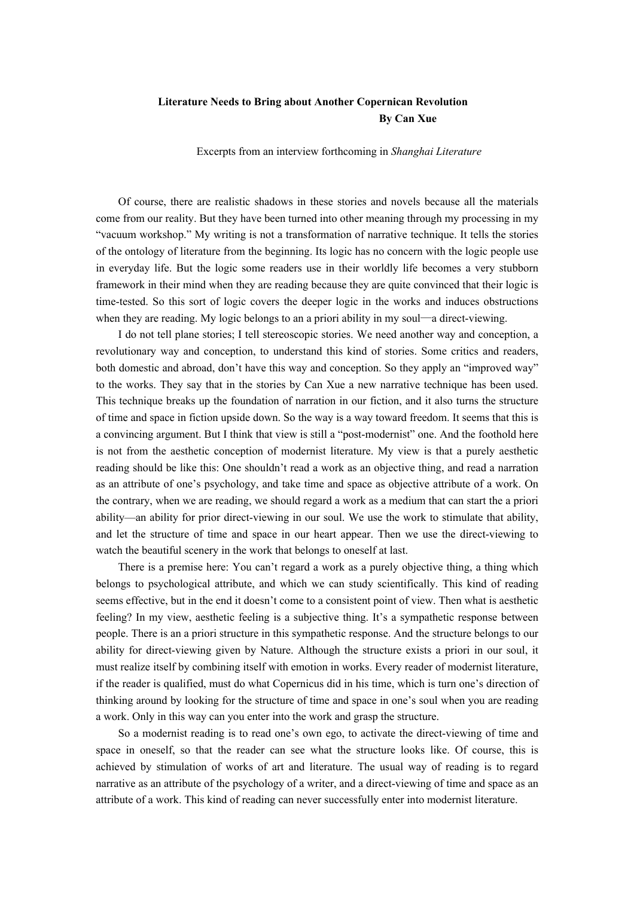# Literature Needs to Bring about Another Copernican Revolution

**By Can Xue**

Excerpts from an interview forthcoming in *Shanghai Literature*

Of course, there are realistic shadows in these stories and novels because all the materials come from our reality. But they have been turned into other meaning through my processing in my "vacuum workshop." My writing is not a transformation of narrative technique. It tells the stories of the ontology of literature from the beginning. Its logic has no concern with the logic people use in everyday life. But the logic some readers use in their worldly life becomes a very stubborn framework in their mind when they are reading because they are quite convinced that their logic is time-tested. So this sort of logic covers the deeper logic in the works and induces obstructions when they are reading. My logic belongs to an a priori ability in my soul—a direct-viewing.

I do not tell plane stories; I tell stereoscopic stories. We need another way and conception, a revolutionary way and conception, to understand this kind of stories. Some critics and readers, both domestic and abroad, don't have this way and conception. So they apply an "improved way" to the works. They say that in the stories by Can Xue a new narrative technique has been used. This technique breaks up the foundation of narration in our fiction, and it also turns the structure of time and space in fiction upside down. So the way is a way toward freedom. It seems that this is a convincing argument. But I think that view is still a "post-modernist" one. And the foothold here is not from the aesthetic conception of modernist literature. My view is that a purely aesthetic reading should be like this: One shouldn't read a work as an objective thing, and read a narration as an attribute of one's psychology, and take time and space as objective attribute of a work. On the contrary, when we are reading, we should regard a work as a medium that can start the a priori ability—an ability for prior direct-viewing in our soul. We use the work to stimulate that ability, and let the structure of time and space in our heart appear. Then we use the direct-viewing to watch the beautiful scenery in the work that belongs to oneself at last.

There is a premise here: You can't regard a work as a purely objective thing, a thing which belongs to psychological attribute, and which we can study scientifically. This kind of reading seems effective, but in the end it doesn't come to a consistent point of view. Then what is aesthetic feeling? In my view, aesthetic feeling is a subjective thing. It's a sympathetic response between people. There is an a priori structure in this sympathetic response. And the structure belongs to our ability for direct-viewing given by Nature. Although the structure exists a priori in our soul, it must realize itself by combining itself with emotion in works. Every reader of modernist literature, if the reader is qualified, must do what Copernicus did in his time, which is turn one's direction of thinking around by looking for the structure of time and space in one's soul when you are reading a work. Only in this way can you enter into the work and grasp the structure.

So a modernist reading is to read one's own ego, to activate the direct-viewing of time and space in oneself, so that the reader can see what the structure looks like. Of course, this is achieved by stimulation of works of art and literature. The usual way of reading is to regard narrative as an attribute of the psychology of a writer, and a direct-viewing of time and space as an attribute of a work. This kind of reading can never successfully enter into modernist literature.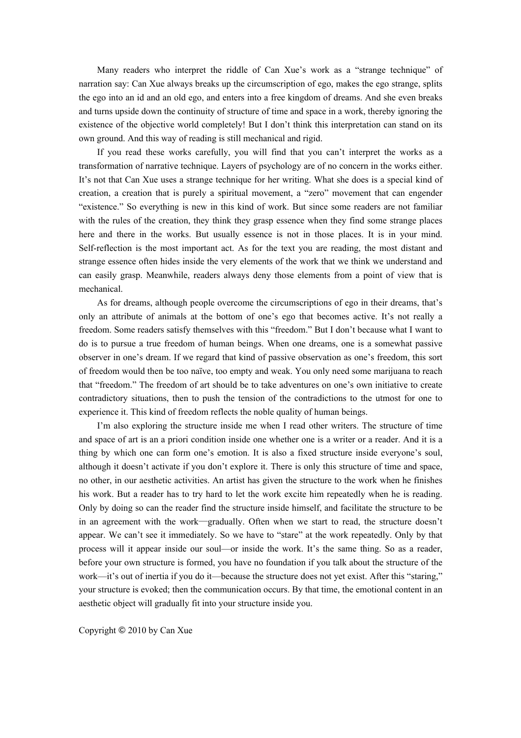Many readers who interpret the riddle of Can Xue's work as a "strange technique" of narration say: Can Xue always breaks up the circumscription of ego, makes the ego strange, splits the ego into an id and an old ego, and enters into a free kingdom of dreams. And she even breaks and turns upside down the continuity of structure of time and space in a work, thereby ignoring the existence of the objective world completely! But I don't think this interpretation can stand on its own ground. And this way of reading is still mechanical and rigid.

If you read these works carefully, you will find that you can't interpret the works as a transformation of narrative technique. Layers of psychology are of no concern in the works either. It's not that Can Xue uses a strange technique for her writing. What she does is a special kind of creation, a creation that is purely a spiritual movement, a "zero" movement that can engender "existence." So everything is new in this kind of work. But since some readers are not familiar with the rules of the creation, they think they grasp essence when they find some strange places here and there in the works. But usually essence is not in those places. It is in your mind. Self-reflection is the most important act. As for the text you are reading, the most distant and strange essence often hides inside the very elements of the work that we think we understand and can easily grasp. Meanwhile, readers always deny those elements from a point of view that is mechanical.

As for dreams, although people overcome the circumscriptions of ego in their dreams, that's only an attribute of animals at the bottom of one's ego that becomes active. It's not really a freedom. Some readers satisfy themselves with this "freedom." But I don't because what I want to do is to pursue a true freedom of human beings. When one dreams, one is a somewhat passive observer in one's dream. If we regard that kind of passive observation as one's freedom, this sort of freedom would then be too naïve, too empty and weak. You only need some marijuana to reach that "freedom." The freedom of art should be to take adventures on one's own initiative to create contradictory situations, then to push the tension of the contradictions to the utmost for one to experience it. This kind of freedom reflects the noble quality of human beings.

I'm also exploring the structure inside me when I read other writers. The structure of time and space of art is an a priori condition inside one whether one is a writer or a reader. And it is a thing by which one can form one's emotion. It is also a fixed structure inside everyone's soul, although it doesn't activate if you don't explore it. There is only this structure of time and space, no other, in our aesthetic activities. An artist has given the structure to the work when he finishes his work. But a reader has to try hard to let the work excite him repeatedly when he is reading. Only by doing so can the reader find the structure inside himself, and facilitate the structure to be in an agreement with the work—gradually. Often when we start to read, the structure doesn't appear. We can't see it immediately. So we have to "stare" at the work repeatedly. Only by that process will it appear inside our soul—or inside the work. It's the same thing. So as a reader, before your own structure is formed, you have no foundation if you talk about the structure of the work—it's out of inertia if you do it—because the structure does not yet exist. After this "staring," your structure is evoked; then the communication occurs. By that time, the emotional content in an aesthetic object will gradually fit into your structure inside you.

Copyright © 2010 by Can Xue